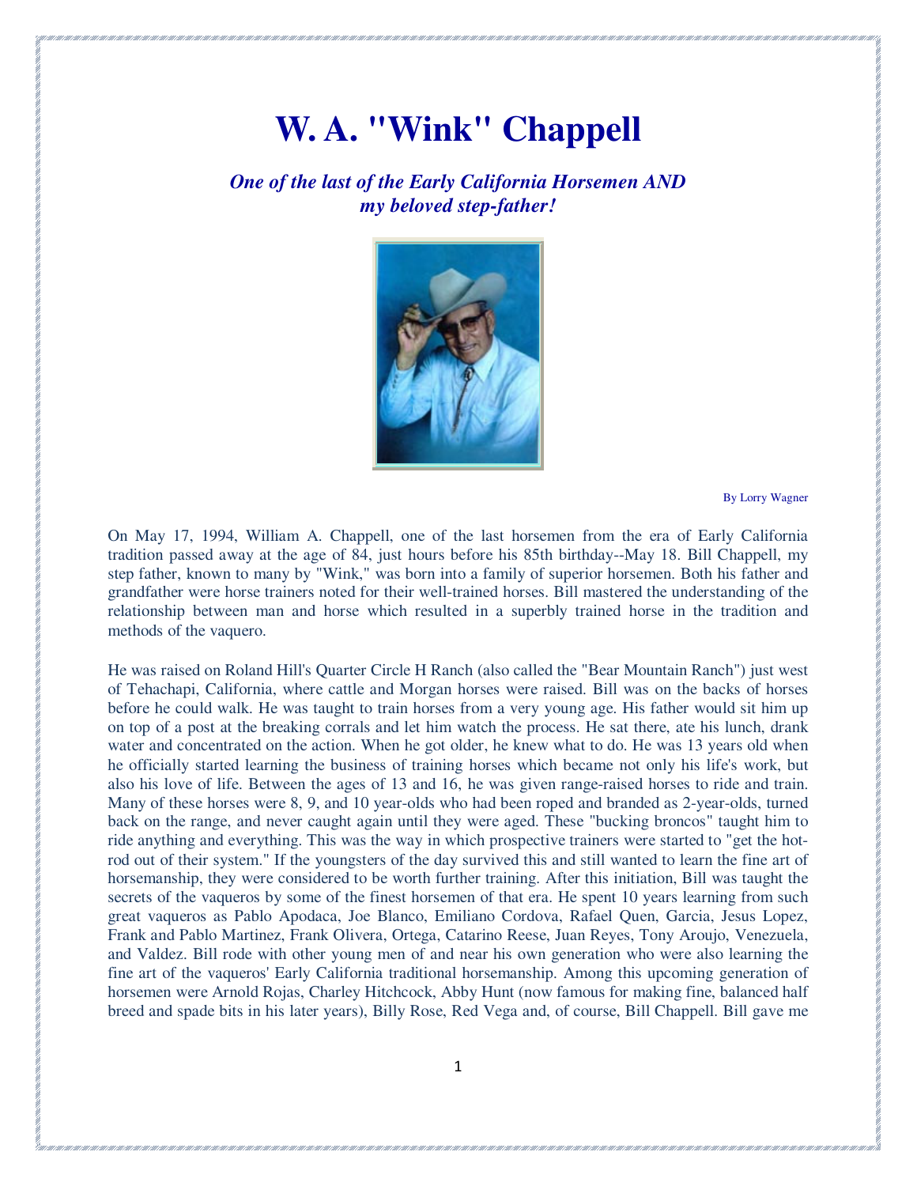# W. A. "Wink" Chappell

***One of the last of the Early California Horsemen AND my beloved step-father!***

By Lorry Wagner

On May 17, 1994, William A. Chappell, one of the last horsemen from the era of Early California tradition passed away at the age of 84, just hours before his 85th birthday--May 18. Bill Chappell, my step father, known to many by "Wink," was born into a family of superior horsemen. Both his father and grandfather were horse trainers noted for their well-trained horses. Bill mastered the understanding of the relationship between man and horse which resulted in a superbly trained horse in the tradition and methods of the vaquero.

He was raised on Roland Hill's Quarter Circle H Ranch (also called the "Bear Mountain Ranch") just west of Tehachapi, California, where cattle and Morgan horses were raised. Bill was on the backs of horses before he could walk. He was taught to train horses from a very young age. His father would sit him up on top of a post at the breaking corrals and let him watch the process. He sat there, ate his lunch, drank water and concentrated on the action. When he got older, he knew what to do. He was 13 years old when he officially started learning the business of training horses which became not only his life's work, but also his love of life. Between the ages of 13 and 16, he was given range-raised horses to ride and train. Many of these horses were 8, 9, and 10 year-olds who had been roped and branded as 2-year-olds, turned back on the range, and never caught again until they were aged. These "bucking broncos" taught him to ride anything and everything. This was the way in which prospective trainers were started to "get the hot-rod out of their system." If the youngsters of the day survived this and still wanted to learn the fine art of horsemanship, they were considered to be worth further training. After this initiation, Bill was taught the secrets of the vaqueros by some of the finest horsemen of that era. He spent 10 years learning from such great vaqueros as Pablo Apodaca, Joe Blanco, Emiliano Cordova, Rafael Quen, Garcia, Jesus Lopez, Frank and Pablo Martinez, Frank Olivera, Ortega, Catarino Reese, Juan Reyes, Tony Aroujo, Venezuela, and Valdez. Bill rode with other young men of and near his own generation who were also learning the fine art of the vaqueros' Early California traditional horsemanship. Among this upcoming generation of horsemen were Arnold Rojas, Charley Hitchcock, Abby Hunt (now famous for making fine, balanced half breed and spade bits in his later years), Billy Rose, Red Vega and, of course, Bill Chappell. Bill gave me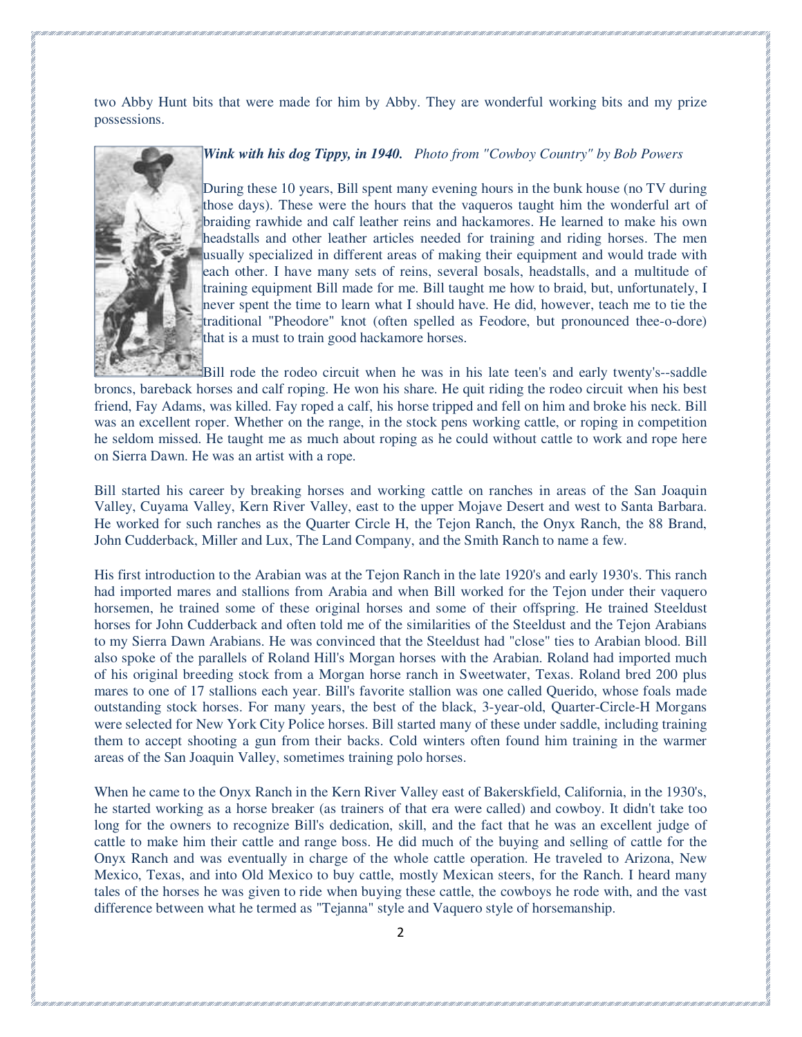two Abby Hunt bits that were made for him by Abby. They are wonderful working bits and my prize possessions.

***Wink with his dog Tippy, in 1940.*** *Photo from "Cowboy Country" by Bob Powers*

During these 10 years, Bill spent many evening hours in the bunk house (no TV during those days). These were the hours that the vaqueros taught him the wonderful art of braiding rawhide and calf leather reins and hackamores. He learned to make his own headstalls and other leather articles needed for training and riding horses. The men usually specialized in different areas of making their equipment and would trade with each other. I have many sets of reins, several bosals, headstalls, and a multitude of training equipment Bill made for me. Bill taught me how to braid, but, unfortunately, I never spent the time to learn what I should have. He did, however, teach me to tie the traditional "Pheodore" knot (often spelled as Feodore, but pronounced thee-o-dore) that is a must to train good hackamore horses.

Bill rode the rodeo circuit when he was in his late teen's and early twenty's--saddle broncs, bareback horses and calf roping. He won his share. He quit riding the rodeo circuit when his best friend, Fay Adams, was killed. Fay roped a calf, his horse tripped and fell on him and broke his neck. Bill was an excellent roper. Whether on the range, in the stock pens working cattle, or roping in competition he seldom missed. He taught me as much about roping as he could without cattle to work and rope here on Sierra Dawn. He was an artist with a rope.

Bill started his career by breaking horses and working cattle on ranches in areas of the San Joaquin Valley, Cuyama Valley, Kern River Valley, east to the upper Mojave Desert and west to Santa Barbara. He worked for such ranches as the Quarter Circle H, the Tejon Ranch, the Onyx Ranch, the 88 Brand, John Cudderback, Miller and Lux, The Land Company, and the Smith Ranch to name a few.

His first introduction to the Arabian was at the Tejon Ranch in the late 1920's and early 1930's. This ranch had imported mares and stallions from Arabia and when Bill worked for the Tejon under their vaquero horsemen, he trained some of these original horses and some of their offspring. He trained Steeldust horses for John Cudderback and often told me of the similarities of the Steeldust and the Tejon Arabians to my Sierra Dawn Arabians. He was convinced that the Steeldust had "close" ties to Arabian blood. Bill also spoke of the parallels of Roland Hill's Morgan horses with the Arabian. Roland had imported much of his original breeding stock from a Morgan horse ranch in Sweetwater, Texas. Roland bred 200 plus mares to one of 17 stallions each year. Bill's favorite stallion was one called Querido, whose foals made outstanding stock horses. For many years, the best of the black, 3-year-old, Quarter-Circle-H Morgans were selected for New York City Police horses. Bill started many of these under saddle, including training them to accept shooting a gun from their backs. Cold winters often found him training in the warmer areas of the San Joaquin Valley, sometimes training polo horses.

When he came to the Onyx Ranch in the Kern River Valley east of Bakerskfield, California, in the 1930's, he started working as a horse breaker (as trainers of that era were called) and cowboy. It didn't take too long for the owners to recognize Bill's dedication, skill, and the fact that he was an excellent judge of cattle to make him their cattle and range boss. He did much of the buying and selling of cattle for the Onyx Ranch and was eventually in charge of the whole cattle operation. He traveled to Arizona, New Mexico, Texas, and into Old Mexico to buy cattle, mostly Mexican steers, for the Ranch. I heard many tales of the horses he was given to ride when buying these cattle, the cowboys he rode with, and the vast difference between what he termed as "Tejanna" style and Vaquero style of horsemanship.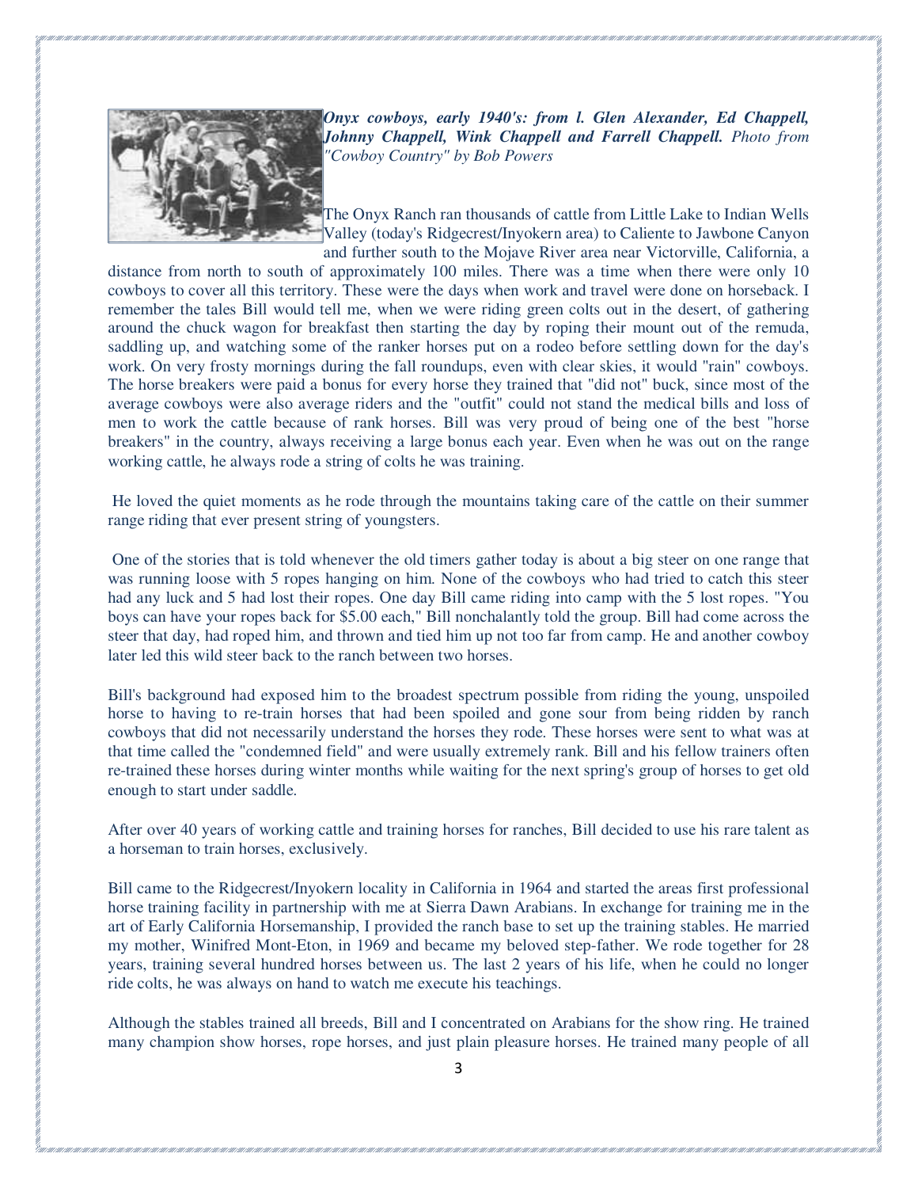***Onyx cowboys, early 1940's: from l. Glen Alexander, Ed Chappell, Johnny Chappell, Wink Chappell and Farrell Chappell.*** *Photo from "Cowboy Country" by Bob Powers*

The Onyx Ranch ran thousands of cattle from Little Lake to Indian Wells Valley (today's Ridgecrest/Inyokern area) to Caliente to Jawbone Canyon and further south to the Mojave River area near Victorville, California, a distance from north to south of approximately 100 miles. There was a time when there were only 10 cowboys to cover all this territory. These were the days when work and travel were done on horseback. I remember the tales Bill would tell me, when we were riding green colts out in the desert, of gathering around the chuck wagon for breakfast then starting the day by roping their mount out of the remuda, saddling up, and watching some of the ranker horses put on a rodeo before settling down for the day's work. On very frosty mornings during the fall roundups, even with clear skies, it would "rain" cowboys. The horse breakers were paid a bonus for every horse they trained that "did not" buck, since most of the average cowboys were also average riders and the "outfit" could not stand the medical bills and loss of men to work the cattle because of rank horses. Bill was very proud of being one of the best "horse breakers" in the country, always receiving a large bonus each year. Even when he was out on the range working cattle, he always rode a string of colts he was training.

He loved the quiet moments as he rode through the mountains taking care of the cattle on their summer range riding that ever present string of youngsters.

One of the stories that is told whenever the old timers gather today is about a big steer on one range that was running loose with 5 ropes hanging on him. None of the cowboys who had tried to catch this steer had any luck and 5 had lost their ropes. One day Bill came riding into camp with the 5 lost ropes. "You boys can have your ropes back for $5.00 each," Bill nonchalantly told the group. Bill had come across the steer that day, had roped him, and thrown and tied him up not too far from camp. He and another cowboy later led this wild steer back to the ranch between two horses.

Bill's background had exposed him to the broadest spectrum possible from riding the young, unspoiled horse to having to re-train horses that had been spoiled and gone sour from being ridden by ranch cowboys that did not necessarily understand the horses they rode. These horses were sent to what was at that time called the "condemned field" and were usually extremely rank. Bill and his fellow trainers often re-trained these horses during winter months while waiting for the next spring's group of horses to get old enough to start under saddle.

After over 40 years of working cattle and training horses for ranches, Bill decided to use his rare talent as a horseman to train horses, exclusively.

Bill came to the Ridgecrest/Inyokern locality in California in 1964 and started the areas first professional horse training facility in partnership with me at Sierra Dawn Arabians. In exchange for training me in the art of Early California Horsemanship, I provided the ranch base to set up the training stables. He married my mother, Winifred Mont-Eton, in 1969 and became my beloved step-father. We rode together for 28 years, training several hundred horses between us. The last 2 years of his life, when he could no longer ride colts, he was always on hand to watch me execute his teachings.

Although the stables trained all breeds, Bill and I concentrated on Arabians for the show ring. He trained many champion show horses, rope horses, and just plain pleasure horses. He trained many people of all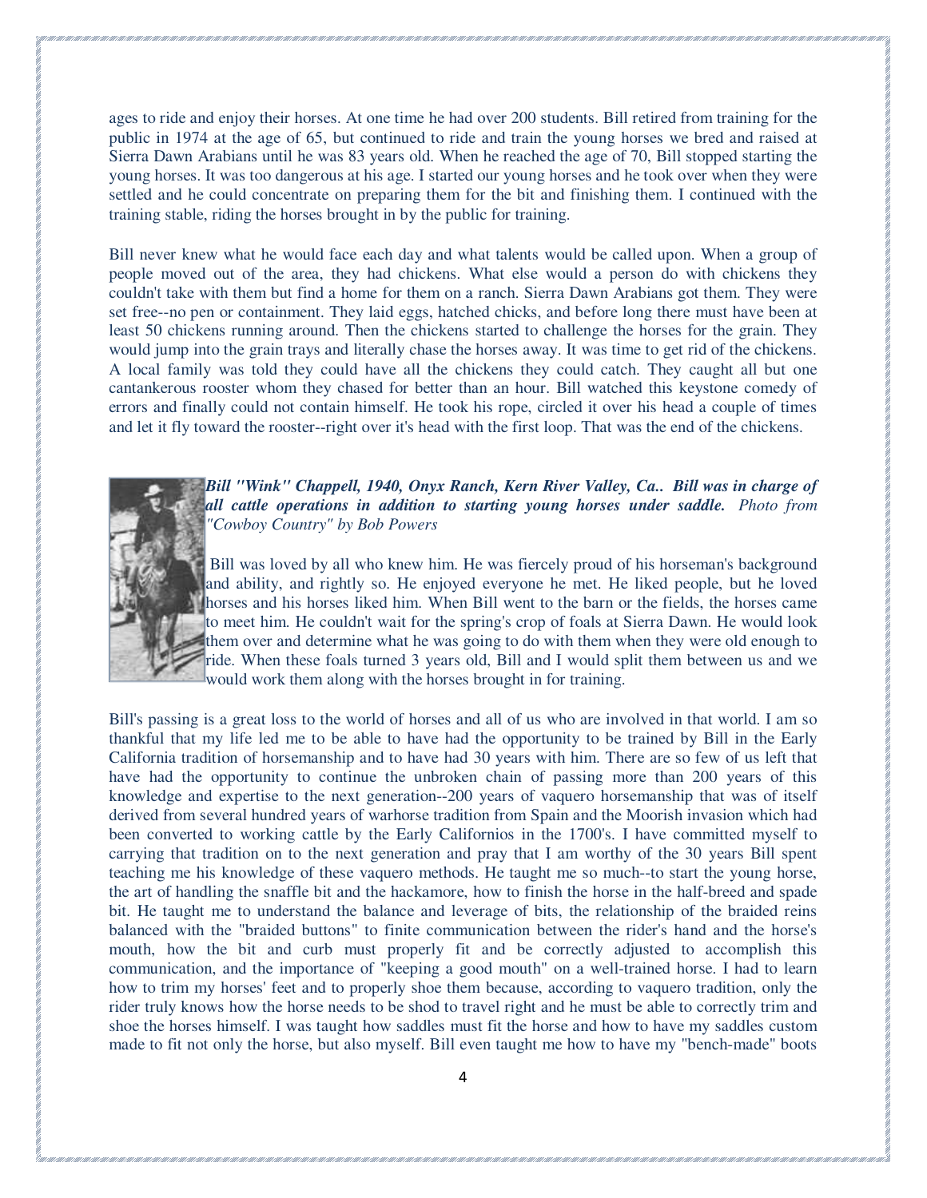ages to ride and enjoy their horses. At one time he had over 200 students. Bill retired from training for the public in 1974 at the age of 65, but continued to ride and train the young horses we bred and raised at Sierra Dawn Arabians until he was 83 years old. When he reached the age of 70, Bill stopped starting the young horses. It was too dangerous at his age. I started our young horses and he took over when they were settled and he could concentrate on preparing them for the bit and finishing them. I continued with the training stable, riding the horses brought in by the public for training.

Bill never knew what he would face each day and what talents would be called upon. When a group of people moved out of the area, they had chickens. What else would a person do with chickens they couldn't take with them but find a home for them on a ranch. Sierra Dawn Arabians got them. They were set free--no pen or containment. They laid eggs, hatched chicks, and before long there must have been at least 50 chickens running around. Then the chickens started to challenge the horses for the grain. They would jump into the grain trays and literally chase the horses away. It was time to get rid of the chickens. A local family was told they could have all the chickens they could catch. They caught all but one cantankerous rooster whom they chased for better than an hour. Bill watched this keystone comedy of errors and finally could not contain himself. He took his rope, circled it over his head a couple of times and let it fly toward the rooster--right over it's head with the first loop. That was the end of the chickens.

***Bill "Wink" Chappell, 1940, Onyx Ranch, Kern River Valley, Ca.. Bill was in charge of all cattle operations in addition to starting young horses under saddle.*** *Photo from "Cowboy Country" by Bob Powers*

Bill was loved by all who knew him. He was fiercely proud of his horseman's background and ability, and rightly so. He enjoyed everyone he met. He liked people, but he loved horses and his horses liked him. When Bill went to the barn or the fields, the horses came to meet him. He couldn't wait for the spring's crop of foals at Sierra Dawn. He would look them over and determine what he was going to do with them when they were old enough to ride. When these foals turned 3 years old, Bill and I would split them between us and we would work them along with the horses brought in for training.

Bill's passing is a great loss to the world of horses and all of us who are involved in that world. I am so thankful that my life led me to be able to have had the opportunity to be trained by Bill in the Early California tradition of horsemanship and to have had 30 years with him. There are so few of us left that have had the opportunity to continue the unbroken chain of passing more than 200 years of this knowledge and expertise to the next generation--200 years of vaquero horsemanship that was of itself derived from several hundred years of warhorse tradition from Spain and the Moorish invasion which had been converted to working cattle by the Early Californios in the 1700's. I have committed myself to carrying that tradition on to the next generation and pray that I am worthy of the 30 years Bill spent teaching me his knowledge of these vaquero methods. He taught me so much--to start the young horse, the art of handling the snaffle bit and the hackamore, how to finish the horse in the half-breed and spade bit. He taught me to understand the balance and leverage of bits, the relationship of the braided reins balanced with the "braided buttons" to finite communication between the rider's hand and the horse's mouth, how the bit and curb must properly fit and be correctly adjusted to accomplish this communication, and the importance of "keeping a good mouth" on a well-trained horse. I had to learn how to trim my horses' feet and to properly shoe them because, according to vaquero tradition, only the rider truly knows how the horse needs to be shod to travel right and he must be able to correctly trim and shoe the horses himself. I was taught how saddles must fit the horse and how to have my saddles custom made to fit not only the horse, but also myself. Bill even taught me how to have my "bench-made" boots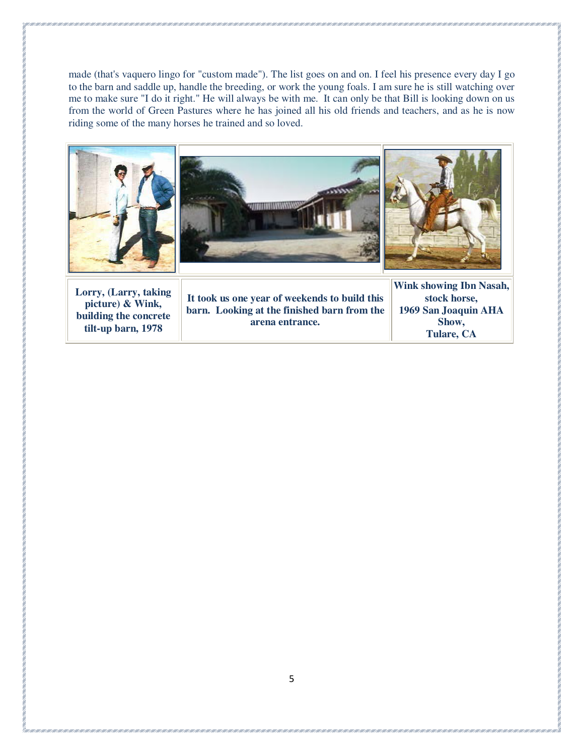made (that's vaquero lingo for "custom made"). The list goes on and on. I feel his presence every day I go to the barn and saddle up, handle the breeding, or work the young foals. I am sure he is still watching over me to make sure "I do it right." He will always be with me. It can only be that Bill is looking down on us from the world of Green Pastures where he has joined all his old friends and teachers, and as he is now riding some of the many horses he trained and so loved.

| | | |
|---|---|---|
| **Lorry, (Larry, taking picture) & Wink, building the concrete tilt-up barn, 1978** | **It took us one year of weekends to build this barn. Looking at the finished barn from the arena entrance.** | **Wink showing Ibn Nasah, stock horse, 1969 San Joaquin AHA Show, Tulare, CA** |